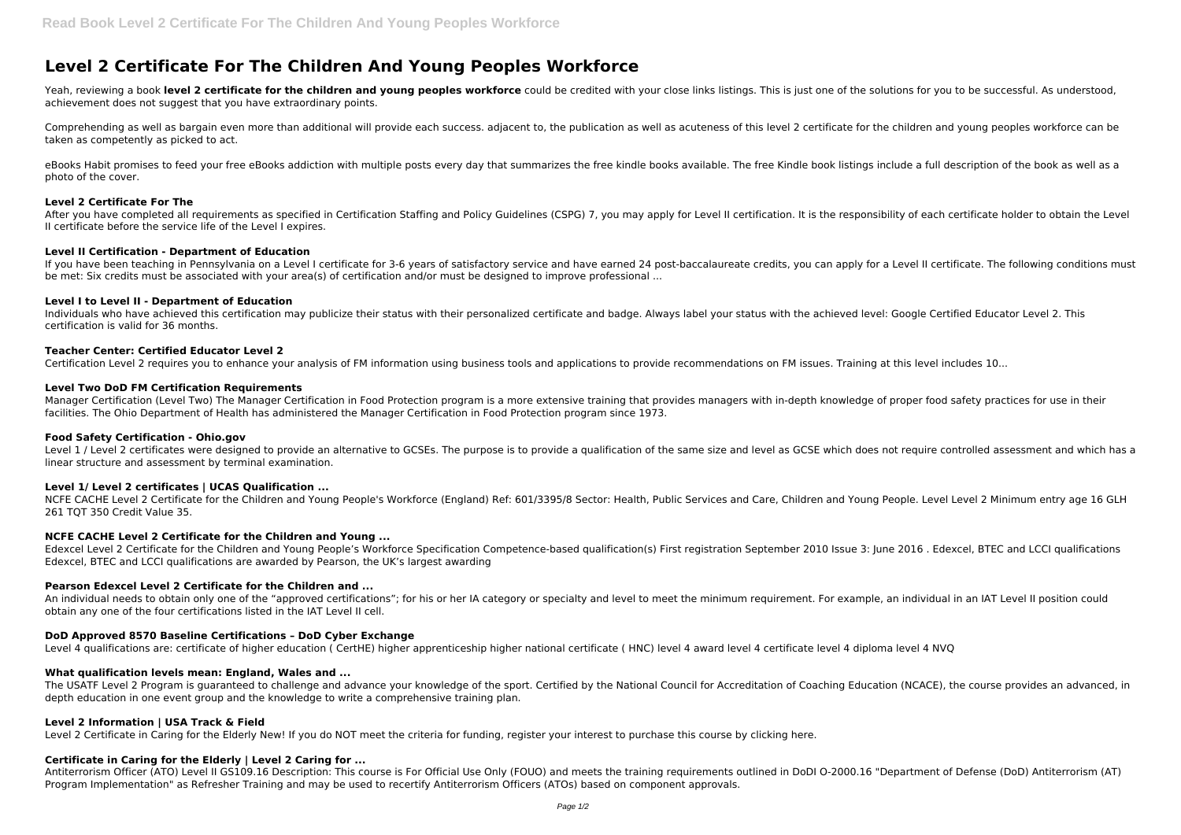# Level 2 Certificate For The Children And Young Peoples Workforce

Yeah, reviewing a book **level 2 certificate for the children and young peoples workforce** could be credited with your close links listings. This is just one of the solutions for you to be successful. As understood, achievement does not suggest that you have extraordinary points.

Comprehending as well as bargain even more than additional will provide each success. adjacent to, the publication as well as acuteness of this level 2 certificate for the children and young peoples workforce can be taken as competently as picked to act.

eBooks Habit promises to feed your free eBooks addiction with multiple posts every day that summarizes the free kindle books available. The free Kindle book listings include a full description of the book as well as a photo of the cover.

### Level 2 Certificate For The

After you have completed all requirements as specified in Certification Staffing and Policy Guidelines (CSPG) 7, you may apply for Level II certification. It is the responsibility of each certificate holder to obtain the Level II certificate before the service life of the Level I expires.

### Level II Certification - Department of Education

If you have been teaching in Pennsylvania on a Level I certificate for 3-6 years of satisfactory service and have earned 24 post-baccalaureate credits, you can apply for a Level II certificate. The following conditions must be met: Six credits must be associated with your area(s) of certification and/or must be designed to improve professional ...

### Level I to Level II - Department of Education

Individuals who have achieved this certification may publicize their status with their personalized certificate and badge. Always label your status with the achieved level: Google Certified Educator Level 2. This certification is valid for 36 months.

### Teacher Center: Certified Educator Level 2

Certification Level 2 requires you to enhance your analysis of FM information using business tools and applications to provide recommendations on FM issues. Training at this level includes 10...

### Level Two DoD FM Certification Requirements

Manager Certification (Level Two) The Manager Certification in Food Protection program is a more extensive training that provides managers with in-depth knowledge of proper food safety practices for use in their facilities. The Ohio Department of Health has administered the Manager Certification in Food Protection program since 1973.

### Food Safety Certification - Ohio.gov

Level 1 / Level 2 certificates were designed to provide an alternative to GCSEs. The purpose is to provide a qualification of the same size and level as GCSE which does not require controlled assessment and which has a linear structure and assessment by terminal examination.

### Level 1/ Level 2 certificates | UCAS Qualification ...

NCFE CACHE Level 2 Certificate for the Children and Young People's Workforce (England) Ref: 601/3395/8 Sector: Health, Public Services and Care, Children and Young People. Level Level 2 Minimum entry age 16 GLH 261 TQT 350 Credit Value 35.

### NCFE CACHE Level 2 Certificate for the Children and Young ...

Edexcel Level 2 Certificate for the Children and Young People's Workforce Specification Competence-based qualification(s) First registration September 2010 Issue 3: June 2016 . Edexcel, BTEC and LCCI qualifications Edexcel, BTEC and LCCI qualifications are awarded by Pearson, the UK's largest awarding

### Pearson Edexcel Level 2 Certificate for the Children and ...

An individual needs to obtain only one of the "approved certifications"; for his or her IA category or specialty and level to meet the minimum requirement. For example, an individual in an IAT Level II position could obtain any one of the four certifications listed in the IAT Level II cell.

### DoD Approved 8570 Baseline Certifications – DoD Cyber Exchange

Level 4 qualifications are: certificate of higher education ( CertHE) higher apprenticeship higher national certificate ( HNC) level 4 award level 4 certificate level 4 diploma level 4 NVQ

### What qualification levels mean: England, Wales and ...

The USATF Level 2 Program is guaranteed to challenge and advance your knowledge of the sport. Certified by the National Council for Accreditation of Coaching Education (NCACE), the course provides an advanced, in depth education in one event group and the knowledge to write a comprehensive training plan.

### Level 2 Information | USA Track & Field

Level 2 Certificate in Caring for the Elderly New! If you do NOT meet the criteria for funding, register your interest to purchase this course by clicking here.

### Certificate in Caring for the Elderly | Level 2 Caring for ...

Antiterrorism Officer (ATO) Level II GS109.16 Description: This course is For Official Use Only (FOUO) and meets the training requirements outlined in DoDI O-2000.16 "Department of Defense (DoD) Antiterrorism (AT) Program Implementation" as Refresher Training and may be used to recertify Antiterrorism Officers (ATOs) based on component approvals.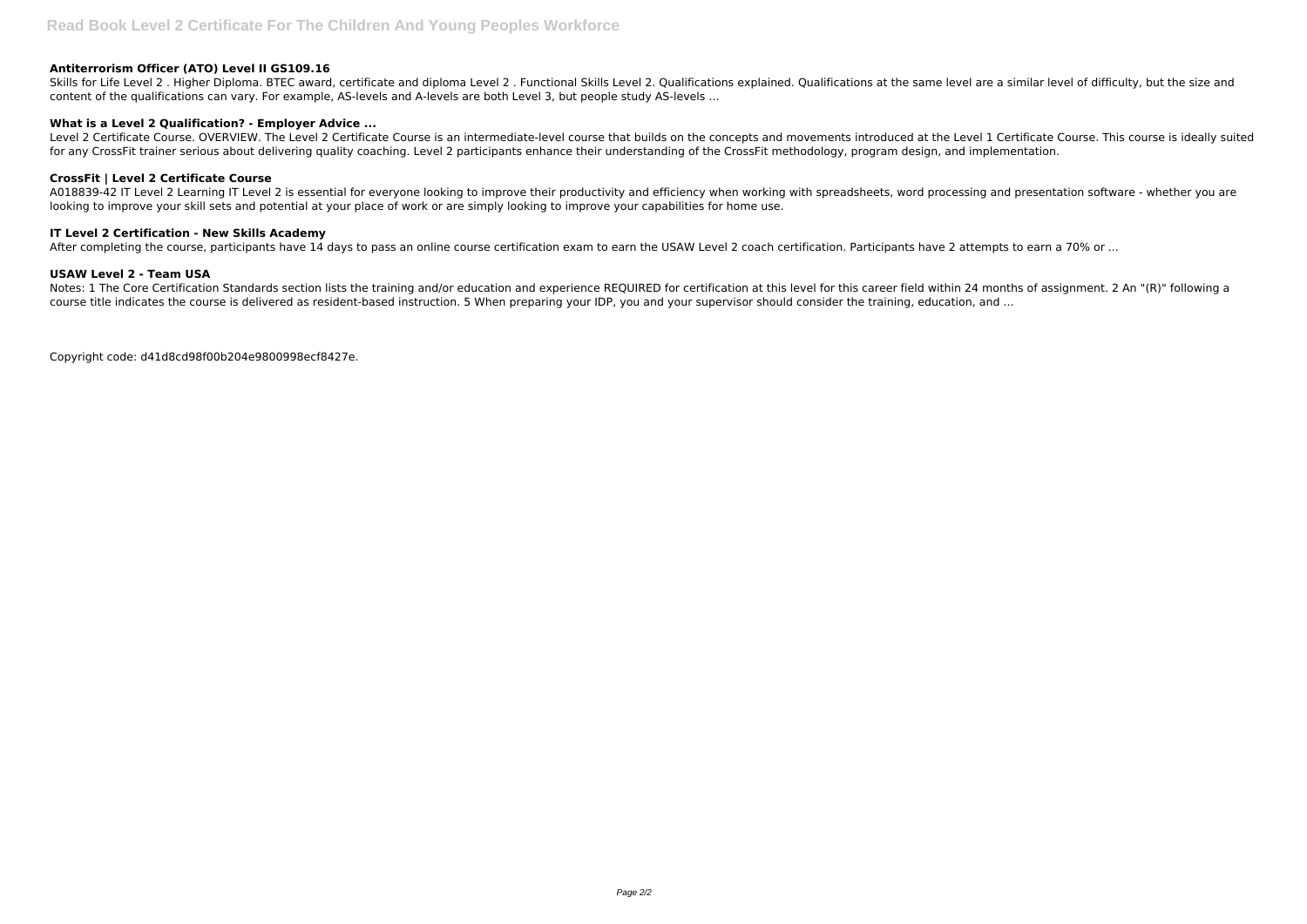### Antiterrorism Officer (ATO) Level II GS109.16

Skills for Life Level 2 . Higher Diploma. BTEC award, certificate and diploma Level 2 . Functional Skills Level 2. Qualifications explained. Qualifications at the same level are a similar level of difficulty, but the size and content of the qualifications can vary. For example, AS-levels and A-levels are both Level 3, but people study AS-levels ...

### What is a Level 2 Qualification? - Employer Advice ...

Level 2 Certificate Course. OVERVIEW. The Level 2 Certificate Course is an intermediate-level course that builds on the concepts and movements introduced at the Level 1 Certificate Course. This course is ideally suited for any CrossFit trainer serious about delivering quality coaching. Level 2 participants enhance their understanding of the CrossFit methodology, program design, and implementation.

### CrossFit | Level 2 Certificate Course

A018839-42 IT Level 2 Learning IT Level 2 is essential for everyone looking to improve their productivity and efficiency when working with spreadsheets, word processing and presentation software - whether you are looking to improve your skill sets and potential at your place of work or are simply looking to improve your capabilities for home use.

### IT Level 2 Certification - New Skills Academy

After completing the course, participants have 14 days to pass an online course certification exam to earn the USAW Level 2 coach certification. Participants have 2 attempts to earn a 70% or ...

### USAW Level 2 - Team USA

Notes: 1 The Core Certification Standards section lists the training and/or education and experience REQUIRED for certification at this level for this career field within 24 months of assignment. 2 An "(R)" following a course title indicates the course is delivered as resident-based instruction. 5 When preparing your IDP, you and your supervisor should consider the training, education, and ...

Copyright code: d41d8cd98f00b204e9800998ecf8427e.